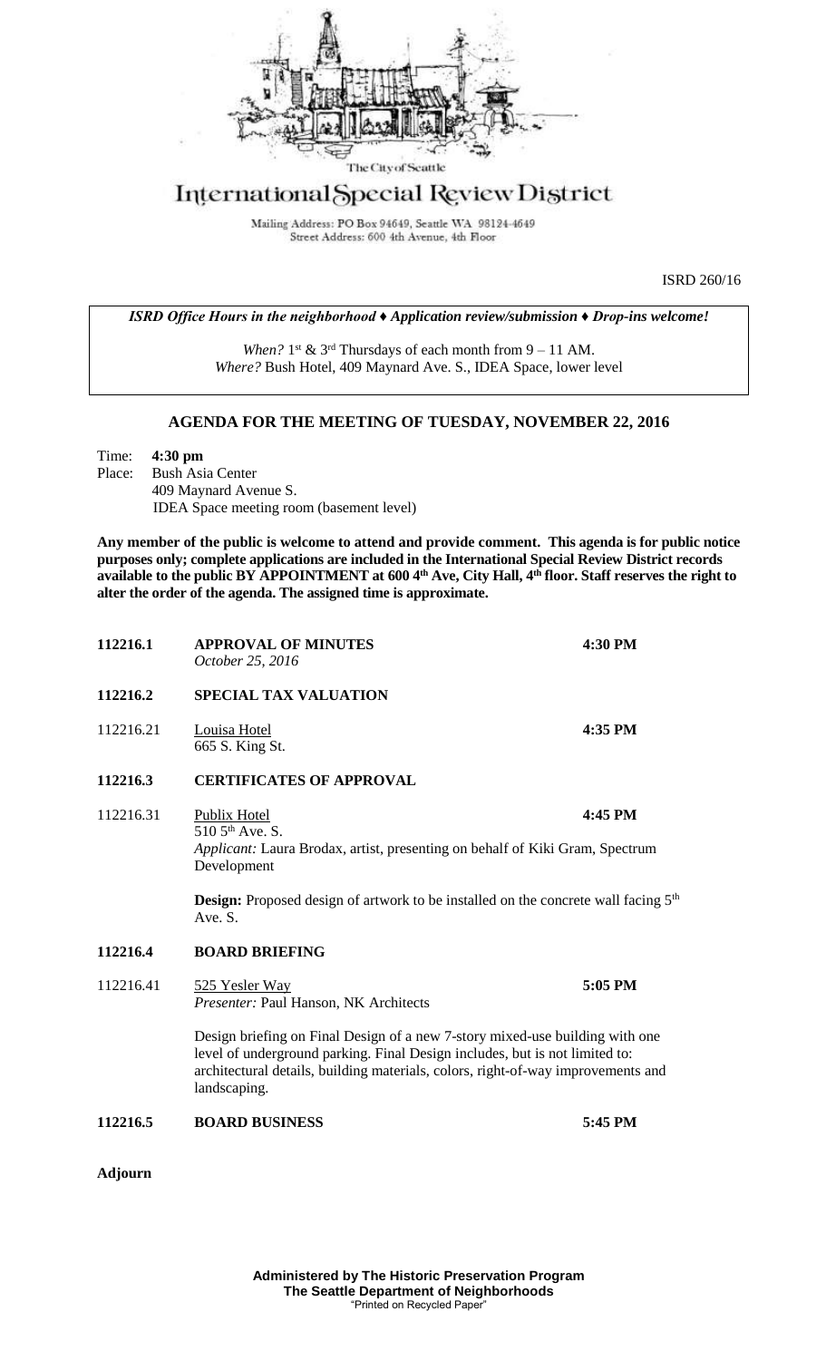The City of Seattle

# International Special Review District

Mailing Address: PO Box 94649, Seattle WA 98124-4649
Street Address: 600 4th Avenue, 4th Floor

ISRD 260/16

***ISRD Office Hours in the neighborhood ♦ Application review/submission ♦ Drop-ins welcome!***

*When?* 1st & 3rd Thursdays of each month from 9 – 11 AM.
*Where?* Bush Hotel, 409 Maynard Ave. S., IDEA Space, lower level

## AGENDA FOR THE MEETING OF TUESDAY, NOVEMBER 22, 2016

Time: **4:30 pm**
Place: Bush Asia Center
409 Maynard Avenue S.
IDEA Space meeting room (basement level)

**Any member of the public is welcome to attend and provide comment. This agenda is for public notice purposes only; complete applications are included in the International Special Review District records available to the public BY APPOINTMENT at 600 4th Ave, City Hall, 4th floor. Staff reserves the right to alter the order of the agenda. The assigned time is approximate.**

**112216.1 APPROVAL OF MINUTES** **4:30 PM**
*October 25, 2016*

**112216.2 SPECIAL TAX VALUATION**

112216.21 Louisa Hotel **4:35 PM**
665 S. King St.

**112216.3 CERTIFICATES OF APPROVAL**

112216.31 Publix Hotel **4:45 PM**
510 5th Ave. S.
*Applicant:* Laura Brodax, artist, presenting on behalf of Kiki Gram, Spectrum Development

**Design:** Proposed design of artwork to be installed on the concrete wall facing 5th Ave. S.

**112216.4 BOARD BRIEFING**

112216.41 525 Yesler Way **5:05 PM**
*Presenter:* Paul Hanson, NK Architects

Design briefing on Final Design of a new 7-story mixed-use building with one level of underground parking. Final Design includes, but is not limited to: architectural details, building materials, colors, right-of-way improvements and landscaping.

**112216.5 BOARD BUSINESS** **5:45 PM**

**Adjourn**

**Administered by The Historic Preservation Program**
**The Seattle Department of Neighborhoods**
"Printed on Recycled Paper"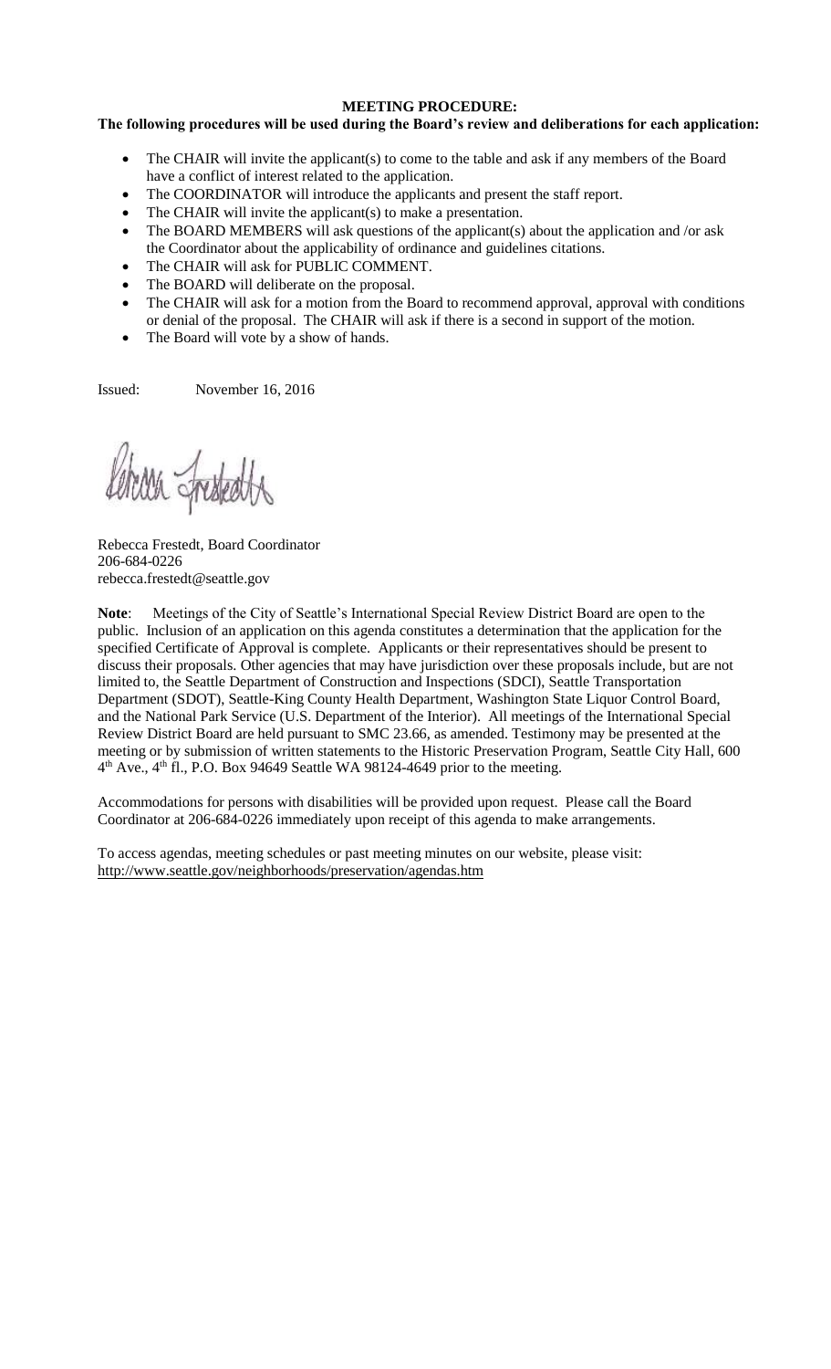**MEETING PROCEDURE:**

**The following procedures will be used during the Board's review and deliberations for each application:**

- The CHAIR will invite the applicant(s) to come to the table and ask if any members of the Board have a conflict of interest related to the application.
- The COORDINATOR will introduce the applicants and present the staff report.
- The CHAIR will invite the applicant(s) to make a presentation.
- The BOARD MEMBERS will ask questions of the applicant(s) about the application and /or ask the Coordinator about the applicability of ordinance and guidelines citations.
- The CHAIR will ask for PUBLIC COMMENT.
- The BOARD will deliberate on the proposal.
- The CHAIR will ask for a motion from the Board to recommend approval, approval with conditions or denial of the proposal. The CHAIR will ask if there is a second in support of the motion.
- The Board will vote by a show of hands.

Issued: November 16, 2016

Rebecca Frestedt, Board Coordinator
206-684-0226
rebecca.frestedt@seattle.gov

**Note**: Meetings of the City of Seattle's International Special Review District Board are open to the public. Inclusion of an application on this agenda constitutes a determination that the application for the specified Certificate of Approval is complete. Applicants or their representatives should be present to discuss their proposals. Other agencies that may have jurisdiction over these proposals include, but are not limited to, the Seattle Department of Construction and Inspections (SDCI), Seattle Transportation Department (SDOT), Seattle-King County Health Department, Washington State Liquor Control Board, and the National Park Service (U.S. Department of the Interior). All meetings of the International Special Review District Board are held pursuant to SMC 23.66, as amended. Testimony may be presented at the meeting or by submission of written statements to the Historic Preservation Program, Seattle City Hall, 600 4th Ave., 4th fl., P.O. Box 94649 Seattle WA 98124-4649 prior to the meeting.

Accommodations for persons with disabilities will be provided upon request. Please call the Board Coordinator at 206-684-0226 immediately upon receipt of this agenda to make arrangements.

To access agendas, meeting schedules or past meeting minutes on our website, please visit: http://www.seattle.gov/neighborhoods/preservation/agendas.htm